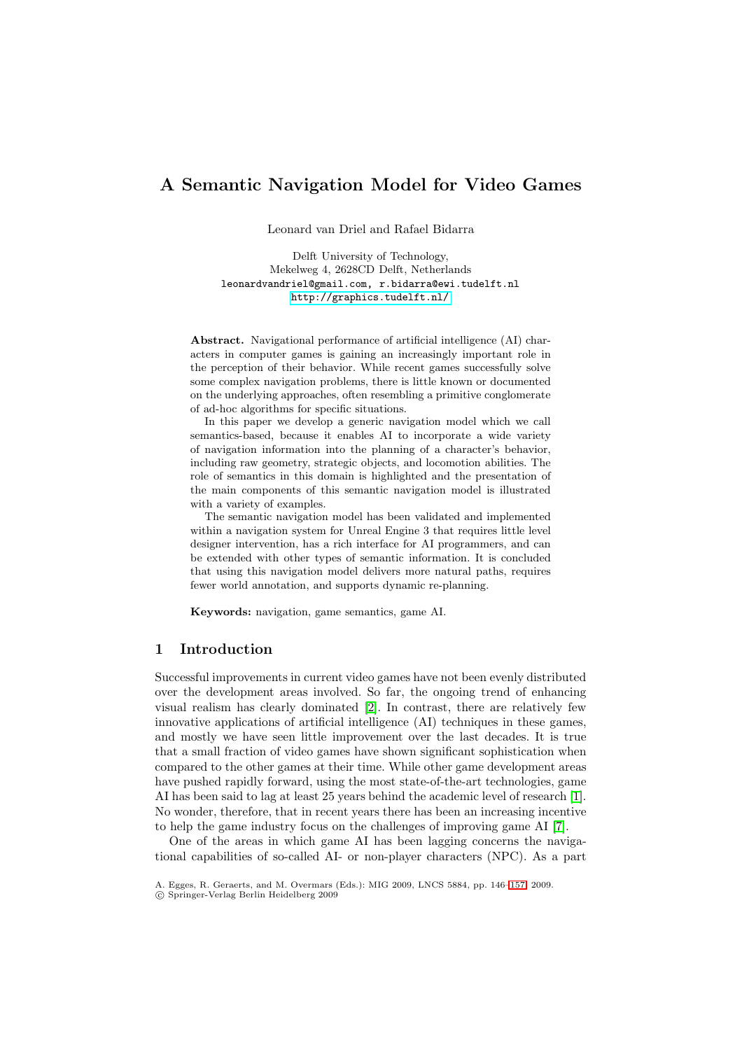# A Semantic Navigation Model for Video Games

Leonard van Driel and Rafael Bidarra

Delft University of Technology,
Mekelweg 4, 2628CD Delft, Netherlands
leonardvandriel@gmail.com, r.bidarra@ewi.tudelft.nl
http://graphics.tudelft.nl/

**Abstract.** Navigational performance of artificial intelligence (AI) characters in computer games is gaining an increasingly important role in the perception of their behavior. While recent games successfully solve some complex navigation problems, there is little known or documented on the underlying approaches, often resembling a primitive conglomerate of ad-hoc algorithms for specific situations.

In this paper we develop a generic navigation model which we call semantics-based, because it enables AI to incorporate a wide variety of navigation information into the planning of a character's behavior, including raw geometry, strategic objects, and locomotion abilities. The role of semantics in this domain is highlighted and the presentation of the main components of this semantic navigation model is illustrated with a variety of examples.

The semantic navigation model has been validated and implemented within a navigation system for Unreal Engine 3 that requires little level designer intervention, has a rich interface for AI programmers, and can be extended with other types of semantic information. It is concluded that using this navigation model delivers more natural paths, requires fewer world annotation, and supports dynamic re-planning.

**Keywords:** navigation, game semantics, game AI.

## 1 Introduction

Successful improvements in current video games have not been evenly distributed over the development areas involved. So far, the ongoing trend of enhancing visual realism has clearly dominated [2]. In contrast, there are relatively few innovative applications of artificial intelligence (AI) techniques in these games, and mostly we have seen little improvement over the last decades. It is true that a small fraction of video games have shown significant sophistication when compared to the other games at their time. While other game development areas have pushed rapidly forward, using the most state-of-the-art technologies, game AI has been said to lag at least 25 years behind the academic level of research [1]. No wonder, therefore, that in recent years there has been an increasing incentive to help the game industry focus on the challenges of improving game AI [7].

One of the areas in which game AI has been lagging concerns the navigational capabilities of so-called AI- or non-player characters (NPC). As a part

A. Egges, R. Geraerts, and M. Overmars (Eds.): MIG 2009, LNCS 5884, pp. 146–157, 2009.
© Springer-Verlag Berlin Heidelberg 2009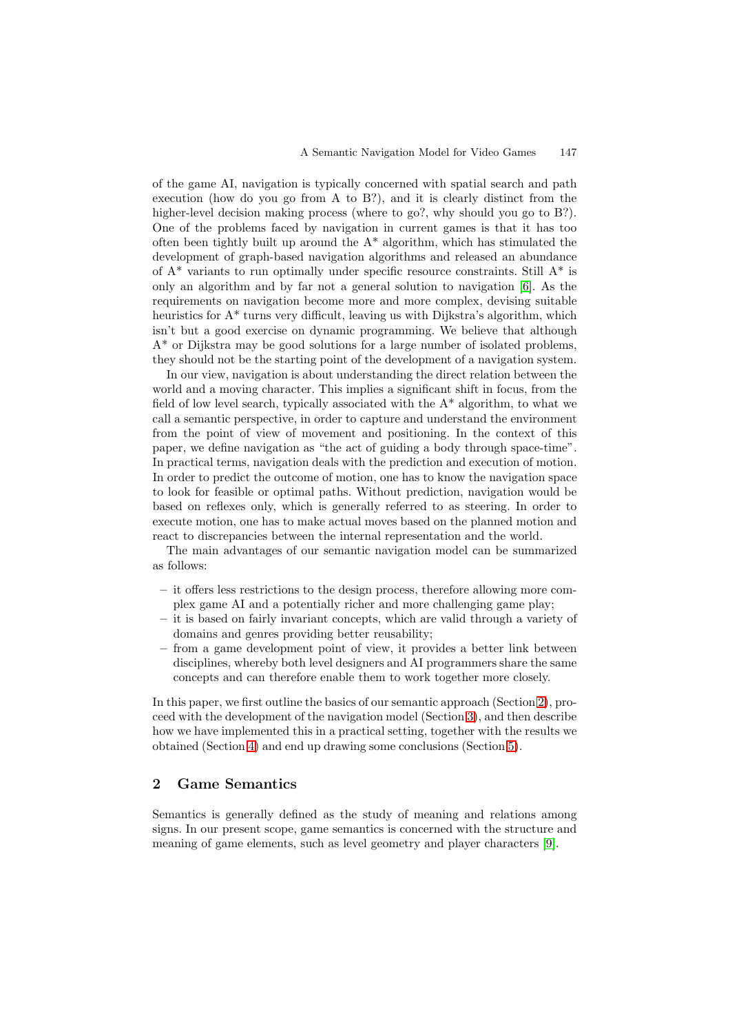of the game AI, navigation is typically concerned with spatial search and path execution (how do you go from A to B?), and it is clearly distinct from the higher-level decision making process (where to go?, why should you go to B?). One of the problems faced by navigation in current games is that it has too often been tightly built up around the A* algorithm, which has stimulated the development of graph-based navigation algorithms and released an abundance of A* variants to run optimally under specific resource constraints. Still A* is only an algorithm and by far not a general solution to navigation [6]. As the requirements on navigation become more and more complex, devising suitable heuristics for A* turns very difficult, leaving us with Dijkstra's algorithm, which isn't but a good exercise on dynamic programming. We believe that although A* or Dijkstra may be good solutions for a large number of isolated problems, they should not be the starting point of the development of a navigation system.

In our view, navigation is about understanding the direct relation between the world and a moving character. This implies a significant shift in focus, from the field of low level search, typically associated with the A* algorithm, to what we call a semantic perspective, in order to capture and understand the environment from the point of view of movement and positioning. In the context of this paper, we define navigation as "the act of guiding a body through space-time". In practical terms, navigation deals with the prediction and execution of motion. In order to predict the outcome of motion, one has to know the navigation space to look for feasible or optimal paths. Without prediction, navigation would be based on reflexes only, which is generally referred to as steering. In order to execute motion, one has to make actual moves based on the planned motion and react to discrepancies between the internal representation and the world.

The main advantages of our semantic navigation model can be summarized as follows:

- it offers less restrictions to the design process, therefore allowing more complex game AI and a potentially richer and more challenging game play;
- it is based on fairly invariant concepts, which are valid through a variety of domains and genres providing better reusability;
- from a game development point of view, it provides a better link between disciplines, whereby both level designers and AI programmers share the same concepts and can therefore enable them to work together more closely.

In this paper, we first outline the basics of our semantic approach (Section 2), proceed with the development of the navigation model (Section 3), and then describe how we have implemented this in a practical setting, together with the results we obtained (Section 4) and end up drawing some conclusions (Section 5).

## 2 Game Semantics

Semantics is generally defined as the study of meaning and relations among signs. In our present scope, game semantics is concerned with the structure and meaning of game elements, such as level geometry and player characters [9].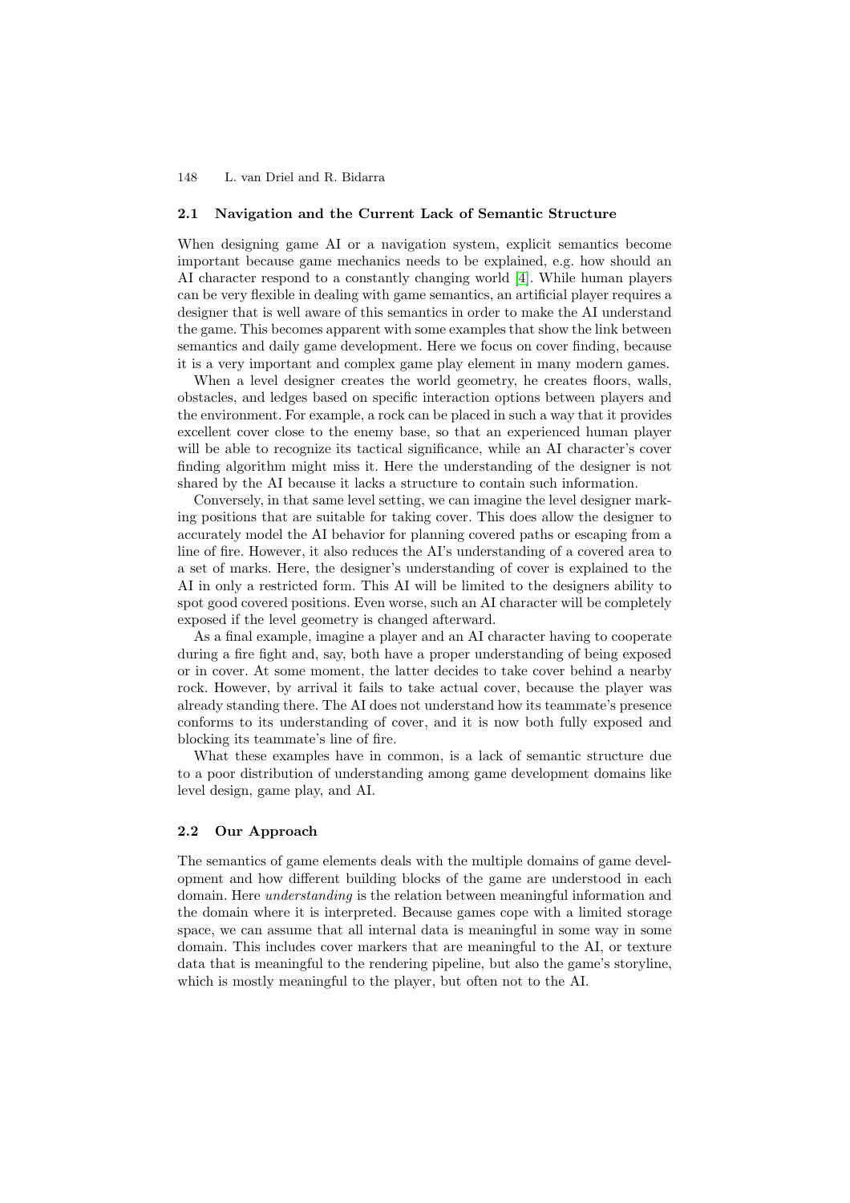### 2.1 Navigation and the Current Lack of Semantic Structure

When designing game AI or a navigation system, explicit semantics become important because game mechanics needs to be explained, e.g. how should an AI character respond to a constantly changing world [4]. While human players can be very flexible in dealing with game semantics, an artificial player requires a designer that is well aware of this semantics in order to make the AI understand the game. This becomes apparent with some examples that show the link between semantics and daily game development. Here we focus on cover finding, because it is a very important and complex game play element in many modern games.

When a level designer creates the world geometry, he creates floors, walls, obstacles, and ledges based on specific interaction options between players and the environment. For example, a rock can be placed in such a way that it provides excellent cover close to the enemy base, so that an experienced human player will be able to recognize its tactical significance, while an AI character's cover finding algorithm might miss it. Here the understanding of the designer is not shared by the AI because it lacks a structure to contain such information.

Conversely, in that same level setting, we can imagine the level designer marking positions that are suitable for taking cover. This does allow the designer to accurately model the AI behavior for planning covered paths or escaping from a line of fire. However, it also reduces the AI's understanding of a covered area to a set of marks. Here, the designer's understanding of cover is explained to the AI in only a restricted form. This AI will be limited to the designers ability to spot good covered positions. Even worse, such an AI character will be completely exposed if the level geometry is changed afterward.

As a final example, imagine a player and an AI character having to cooperate during a fire fight and, say, both have a proper understanding of being exposed or in cover. At some moment, the latter decides to take cover behind a nearby rock. However, by arrival it fails to take actual cover, because the player was already standing there. The AI does not understand how its teammate's presence conforms to its understanding of cover, and it is now both fully exposed and blocking its teammate's line of fire.

What these examples have in common, is a lack of semantic structure due to a poor distribution of understanding among game development domains like level design, game play, and AI.

### 2.2 Our Approach

The semantics of game elements deals with the multiple domains of game development and how different building blocks of the game are understood in each domain. Here *understanding* is the relation between meaningful information and the domain where it is interpreted. Because games cope with a limited storage space, we can assume that all internal data is meaningful in some way in some domain. This includes cover markers that are meaningful to the AI, or texture data that is meaningful to the rendering pipeline, but also the game's storyline, which is mostly meaningful to the player, but often not to the AI.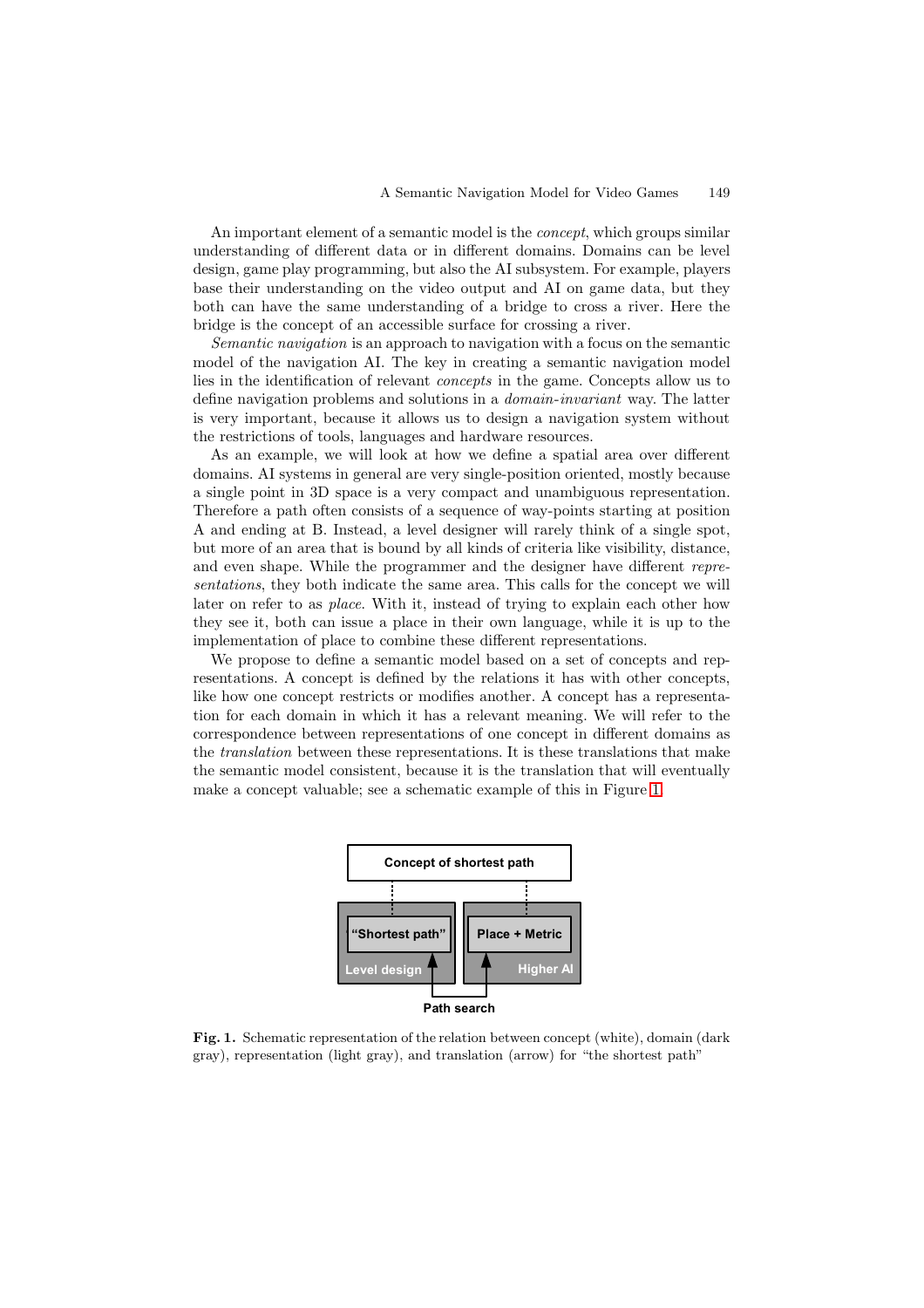An important element of a semantic model is the *concept*, which groups similar understanding of different data or in different domains. Domains can be level design, game play programming, but also the AI subsystem. For example, players base their understanding on the video output and AI on game data, but they both can have the same understanding of a bridge to cross a river. Here the bridge is the concept of an accessible surface for crossing a river.

*Semantic navigation* is an approach to navigation with a focus on the semantic model of the navigation AI. The key in creating a semantic navigation model lies in the identification of relevant *concepts* in the game. Concepts allow us to define navigation problems and solutions in a *domain-invariant* way. The latter is very important, because it allows us to design a navigation system without the restrictions of tools, languages and hardware resources.

As an example, we will look at how we define a spatial area over different domains. AI systems in general are very single-position oriented, mostly because a single point in 3D space is a very compact and unambiguous representation. Therefore a path often consists of a sequence of way-points starting at position A and ending at B. Instead, a level designer will rarely think of a single spot, but more of an area that is bound by all kinds of criteria like visibility, distance, and even shape. While the programmer and the designer have different *representations*, they both indicate the same area. This calls for the concept we will later on refer to as *place*. With it, instead of trying to explain each other how they see it, both can issue a place in their own language, while it is up to the implementation of place to combine these different representations.

We propose to define a semantic model based on a set of concepts and representations. A concept is defined by the relations it has with other concepts, like how one concept restricts or modifies another. A concept has a representation for each domain in which it has a relevant meaning. We will refer to the correspondence between representations of one concept in different domains as the *translation* between these representations. It is these translations that make the semantic model consistent, because it is the translation that will eventually make a concept valuable; see a schematic example of this in Figure 1.

Concept of shortest path

"Shortest path"

Level design

Place + Metric

Higher AI

Path search

**Fig. 1.** Schematic representation of the relation between concept (white), domain (dark gray), representation (light gray), and translation (arrow) for "the shortest path"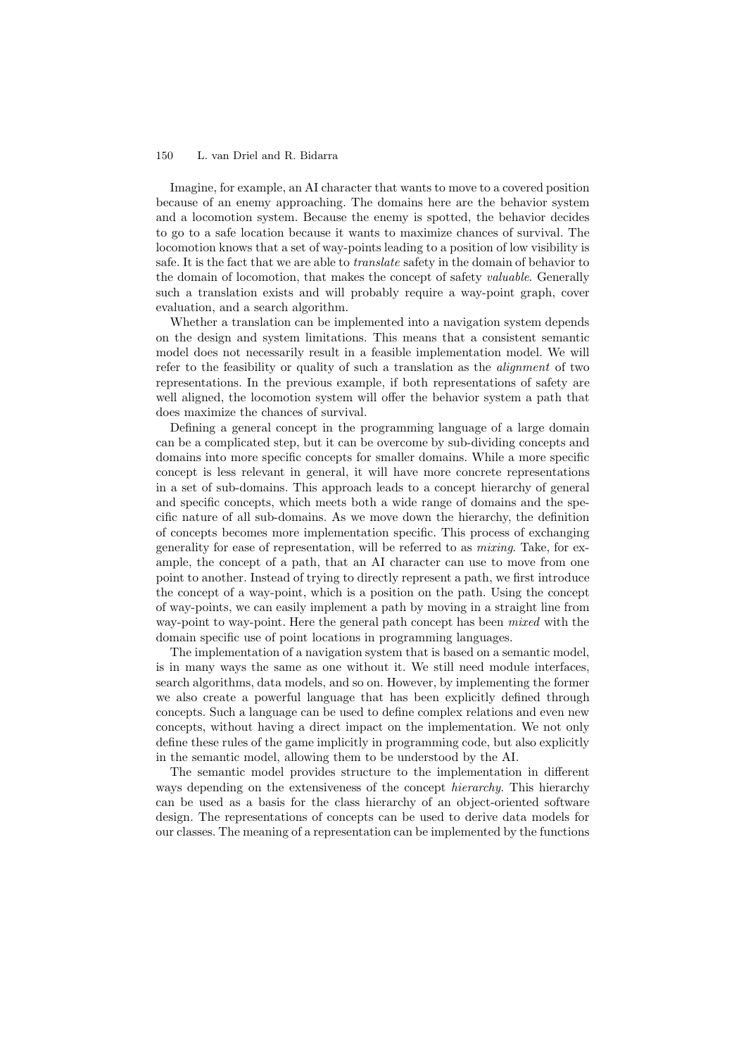Imagine, for example, an AI character that wants to move to a covered position because of an enemy approaching. The domains here are the behavior system and a locomotion system. Because the enemy is spotted, the behavior decides to go to a safe location because it wants to maximize chances of survival. The locomotion knows that a set of way-points leading to a position of low visibility is safe. It is the fact that we are able to *translate* safety in the domain of behavior to the domain of locomotion, that makes the concept of safety *valuable*. Generally such a translation exists and will probably require a way-point graph, cover evaluation, and a search algorithm.

Whether a translation can be implemented into a navigation system depends on the design and system limitations. This means that a consistent semantic model does not necessarily result in a feasible implementation model. We will refer to the feasibility or quality of such a translation as the *alignment* of two representations. In the previous example, if both representations of safety are well aligned, the locomotion system will offer the behavior system a path that does maximize the chances of survival.

Defining a general concept in the programming language of a large domain can be a complicated step, but it can be overcome by sub-dividing concepts and domains into more specific concepts for smaller domains. While a more specific concept is less relevant in general, it will have more concrete representations in a set of sub-domains. This approach leads to a concept hierarchy of general and specific concepts, which meets both a wide range of domains and the specific nature of all sub-domains. As we move down the hierarchy, the definition of concepts becomes more implementation specific. This process of exchanging generality for ease of representation, will be referred to as *mixing*. Take, for example, the concept of a path, that an AI character can use to move from one point to another. Instead of trying to directly represent a path, we first introduce the concept of a way-point, which is a position on the path. Using the concept of way-points, we can easily implement a path by moving in a straight line from way-point to way-point. Here the general path concept has been *mixed* with the domain specific use of point locations in programming languages.

The implementation of a navigation system that is based on a semantic model, is in many ways the same as one without it. We still need module interfaces, search algorithms, data models, and so on. However, by implementing the former we also create a powerful language that has been explicitly defined through concepts. Such a language can be used to define complex relations and even new concepts, without having a direct impact on the implementation. We not only define these rules of the game implicitly in programming code, but also explicitly in the semantic model, allowing them to be understood by the AI.

The semantic model provides structure to the implementation in different ways depending on the extensiveness of the concept *hierarchy*. This hierarchy can be used as a basis for the class hierarchy of an object-oriented software design. The representations of concepts can be used to derive data models for our classes. The meaning of a representation can be implemented by the functions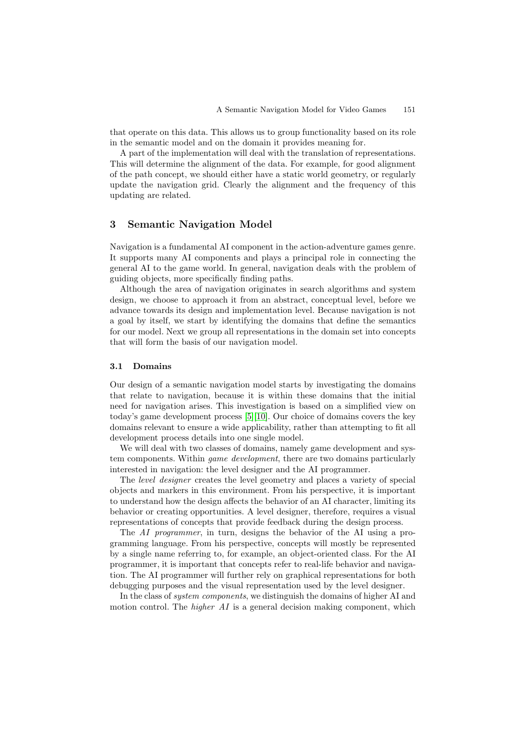that operate on this data. This allows us to group functionality based on its role in the semantic model and on the domain it provides meaning for.

A part of the implementation will deal with the translation of representations. This will determine the alignment of the data. For example, for good alignment of the path concept, we should either have a static world geometry, or regularly update the navigation grid. Clearly the alignment and the frequency of this updating are related.

## 3 Semantic Navigation Model

Navigation is a fundamental AI component in the action-adventure games genre. It supports many AI components and plays a principal role in connecting the general AI to the game world. In general, navigation deals with the problem of guiding objects, more specifically finding paths.

Although the area of navigation originates in search algorithms and system design, we choose to approach it from an abstract, conceptual level, before we advance towards its design and implementation level. Because navigation is not a goal by itself, we start by identifying the domains that define the semantics for our model. Next we group all representations in the domain set into concepts that will form the basis of our navigation model.

### 3.1 Domains

Our design of a semantic navigation model starts by investigating the domains that relate to navigation, because it is within these domains that the initial need for navigation arises. This investigation is based on a simplified view on today's game development process [5][10]. Our choice of domains covers the key domains relevant to ensure a wide applicability, rather than attempting to fit all development process details into one single model.

We will deal with two classes of domains, namely game development and system components. Within *game development*, there are two domains particularly interested in navigation: the level designer and the AI programmer.

The *level designer* creates the level geometry and places a variety of special objects and markers in this environment. From his perspective, it is important to understand how the design affects the behavior of an AI character, limiting its behavior or creating opportunities. A level designer, therefore, requires a visual representations of concepts that provide feedback during the design process.

The *AI programmer*, in turn, designs the behavior of the AI using a programming language. From his perspective, concepts will mostly be represented by a single name referring to, for example, an object-oriented class. For the AI programmer, it is important that concepts refer to real-life behavior and navigation. The AI programmer will further rely on graphical representations for both debugging purposes and the visual representation used by the level designer.

In the class of *system components*, we distinguish the domains of higher AI and motion control. The *higher AI* is a general decision making component, which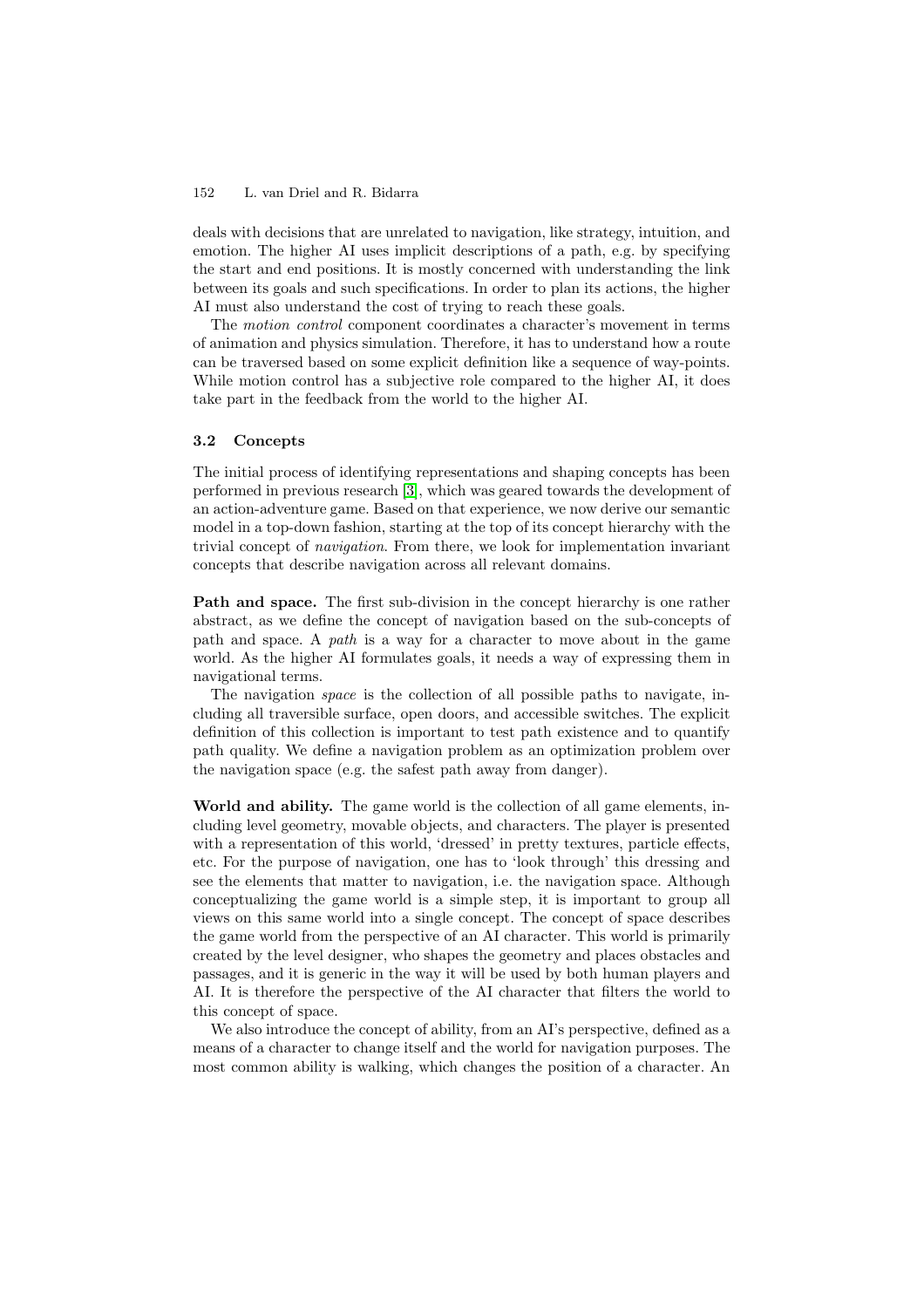deals with decisions that are unrelated to navigation, like strategy, intuition, and emotion. The higher AI uses implicit descriptions of a path, e.g. by specifying the start and end positions. It is mostly concerned with understanding the link between its goals and such specifications. In order to plan its actions, the higher AI must also understand the cost of trying to reach these goals.

The *motion control* component coordinates a character's movement in terms of animation and physics simulation. Therefore, it has to understand how a route can be traversed based on some explicit definition like a sequence of way-points. While motion control has a subjective role compared to the higher AI, it does take part in the feedback from the world to the higher AI.

### 3.2 Concepts

The initial process of identifying representations and shaping concepts has been performed in previous research [3], which was geared towards the development of an action-adventure game. Based on that experience, we now derive our semantic model in a top-down fashion, starting at the top of its concept hierarchy with the trivial concept of *navigation*. From there, we look for implementation invariant concepts that describe navigation across all relevant domains.

**Path and space.** The first sub-division in the concept hierarchy is one rather abstract, as we define the concept of navigation based on the sub-concepts of path and space. A *path* is a way for a character to move about in the game world. As the higher AI formulates goals, it needs a way of expressing them in navigational terms.

The navigation *space* is the collection of all possible paths to navigate, including all traversible surface, open doors, and accessible switches. The explicit definition of this collection is important to test path existence and to quantify path quality. We define a navigation problem as an optimization problem over the navigation space (e.g. the safest path away from danger).

**World and ability.** The game world is the collection of all game elements, including level geometry, movable objects, and characters. The player is presented with a representation of this world, 'dressed' in pretty textures, particle effects, etc. For the purpose of navigation, one has to 'look through' this dressing and see the elements that matter to navigation, i.e. the navigation space. Although conceptualizing the game world is a simple step, it is important to group all views on this same world into a single concept. The concept of space describes the game world from the perspective of an AI character. This world is primarily created by the level designer, who shapes the geometry and places obstacles and passages, and it is generic in the way it will be used by both human players and AI. It is therefore the perspective of the AI character that filters the world to this concept of space.

We also introduce the concept of ability, from an AI's perspective, defined as a means of a character to change itself and the world for navigation purposes. The most common ability is walking, which changes the position of a character. An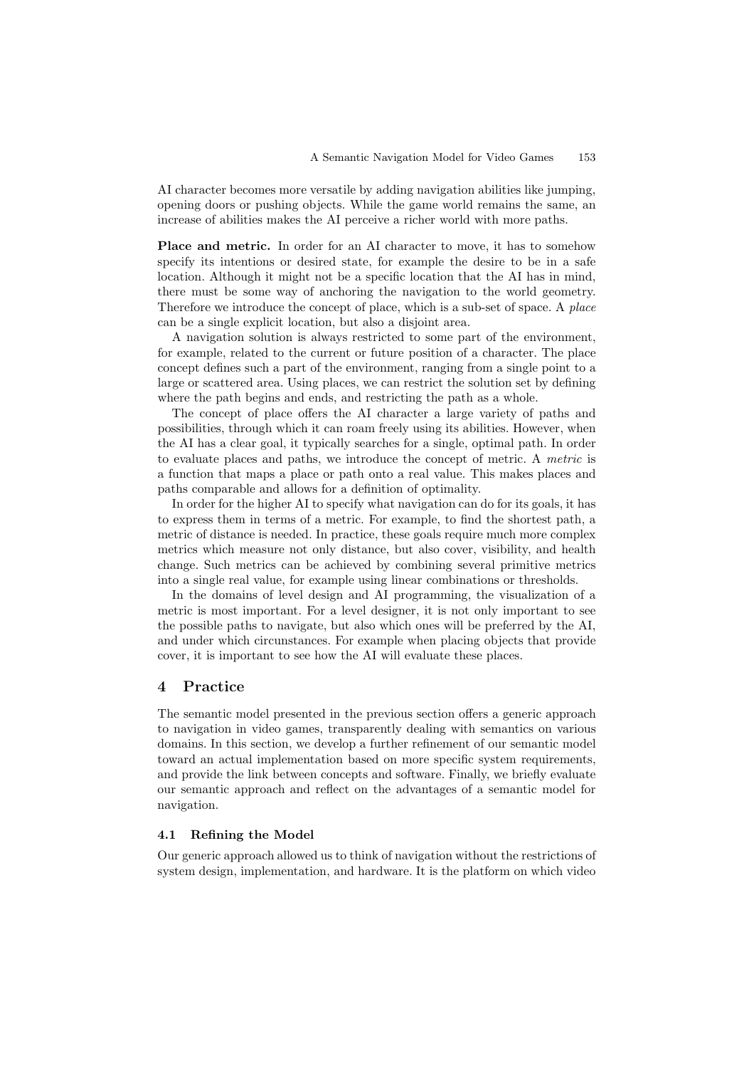AI character becomes more versatile by adding navigation abilities like jumping, opening doors or pushing objects. While the game world remains the same, an increase of abilities makes the AI perceive a richer world with more paths.

**Place and metric.** In order for an AI character to move, it has to somehow specify its intentions or desired state, for example the desire to be in a safe location. Although it might not be a specific location that the AI has in mind, there must be some way of anchoring the navigation to the world geometry. Therefore we introduce the concept of place, which is a sub-set of space. A *place* can be a single explicit location, but also a disjoint area.

A navigation solution is always restricted to some part of the environment, for example, related to the current or future position of a character. The place concept defines such a part of the environment, ranging from a single point to a large or scattered area. Using places, we can restrict the solution set by defining where the path begins and ends, and restricting the path as a whole.

The concept of place offers the AI character a large variety of paths and possibilities, through which it can roam freely using its abilities. However, when the AI has a clear goal, it typically searches for a single, optimal path. In order to evaluate places and paths, we introduce the concept of metric. A *metric* is a function that maps a place or path onto a real value. This makes places and paths comparable and allows for a definition of optimality.

In order for the higher AI to specify what navigation can do for its goals, it has to express them in terms of a metric. For example, to find the shortest path, a metric of distance is needed. In practice, these goals require much more complex metrics which measure not only distance, but also cover, visibility, and health change. Such metrics can be achieved by combining several primitive metrics into a single real value, for example using linear combinations or thresholds.

In the domains of level design and AI programming, the visualization of a metric is most important. For a level designer, it is not only important to see the possible paths to navigate, but also which ones will be preferred by the AI, and under which circumstances. For example when placing objects that provide cover, it is important to see how the AI will evaluate these places.

## 4 Practice

The semantic model presented in the previous section offers a generic approach to navigation in video games, transparently dealing with semantics on various domains. In this section, we develop a further refinement of our semantic model toward an actual implementation based on more specific system requirements, and provide the link between concepts and software. Finally, we briefly evaluate our semantic approach and reflect on the advantages of a semantic model for navigation.

### 4.1 Refining the Model

Our generic approach allowed us to think of navigation without the restrictions of system design, implementation, and hardware. It is the platform on which video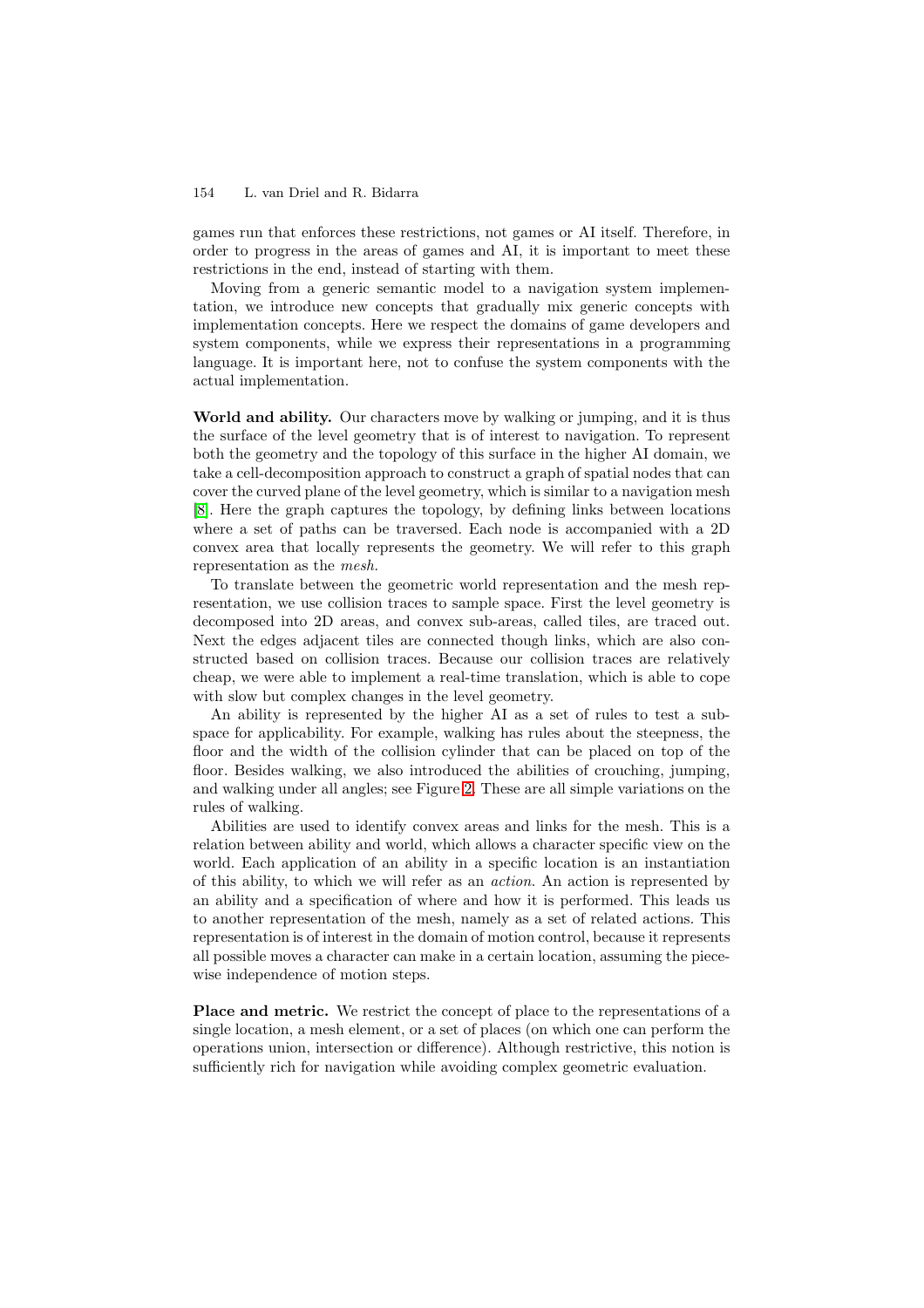games run that enforces these restrictions, not games or AI itself. Therefore, in order to progress in the areas of games and AI, it is important to meet these restrictions in the end, instead of starting with them.

Moving from a generic semantic model to a navigation system implementation, we introduce new concepts that gradually mix generic concepts with implementation concepts. Here we respect the domains of game developers and system components, while we express their representations in a programming language. It is important here, not to confuse the system components with the actual implementation.

**World and ability.** Our characters move by walking or jumping, and it is thus the surface of the level geometry that is of interest to navigation. To represent both the geometry and the topology of this surface in the higher AI domain, we take a cell-decomposition approach to construct a graph of spatial nodes that can cover the curved plane of the level geometry, which is similar to a navigation mesh [8]. Here the graph captures the topology, by defining links between locations where a set of paths can be traversed. Each node is accompanied with a 2D convex area that locally represents the geometry. We will refer to this graph representation as the *mesh*.

To translate between the geometric world representation and the mesh representation, we use collision traces to sample space. First the level geometry is decomposed into 2D areas, and convex sub-areas, called tiles, are traced out. Next the edges adjacent tiles are connected though links, which are also constructed based on collision traces. Because our collision traces are relatively cheap, we were able to implement a real-time translation, which is able to cope with slow but complex changes in the level geometry.

An ability is represented by the higher AI as a set of rules to test a subspace for applicability. For example, walking has rules about the steepness, the floor and the width of the collision cylinder that can be placed on top of the floor. Besides walking, we also introduced the abilities of crouching, jumping, and walking under all angles; see Figure 2. These are all simple variations on the rules of walking.

Abilities are used to identify convex areas and links for the mesh. This is a relation between ability and world, which allows a character specific view on the world. Each application of an ability in a specific location is an instantiation of this ability, to which we will refer as an *action*. An action is represented by an ability and a specification of where and how it is performed. This leads us to another representation of the mesh, namely as a set of related actions. This representation is of interest in the domain of motion control, because it represents all possible moves a character can make in a certain location, assuming the piecewise independence of motion steps.

**Place and metric.** We restrict the concept of place to the representations of a single location, a mesh element, or a set of places (on which one can perform the operations union, intersection or difference). Although restrictive, this notion is sufficiently rich for navigation while avoiding complex geometric evaluation.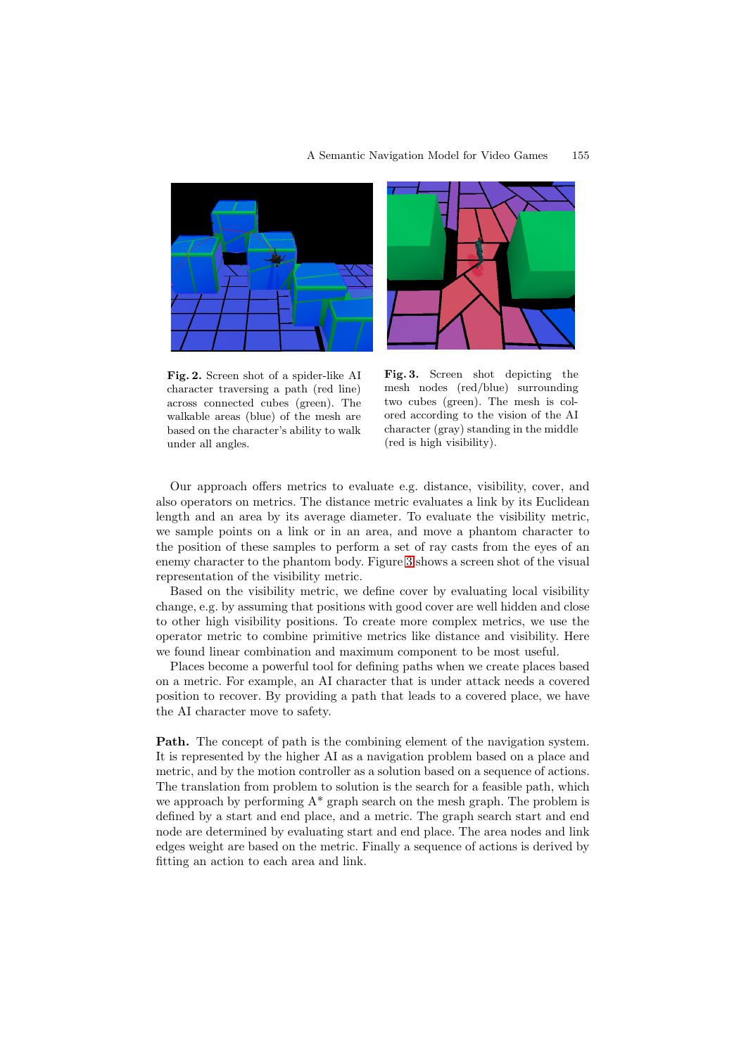**Fig. 2.** Screen shot of a spider-like AI character traversing a path (red line) across connected cubes (green). The walkable areas (blue) of the mesh are based on the character's ability to walk under all angles.

**Fig. 3.** Screen shot depicting the mesh nodes (red/blue) surrounding two cubes (green). The mesh is colored according to the vision of the AI character (gray) standing in the middle (red is high visibility).

Our approach offers metrics to evaluate e.g. distance, visibility, cover, and also operators on metrics. The distance metric evaluates a link by its Euclidean length and an area by its average diameter. To evaluate the visibility metric, we sample points on a link or in an area, and move a phantom character to the position of these samples to perform a set of ray casts from the eyes of an enemy character to the phantom body. Figure 3 shows a screen shot of the visual representation of the visibility metric.

Based on the visibility metric, we define cover by evaluating local visibility change, e.g. by assuming that positions with good cover are well hidden and close to other high visibility positions. To create more complex metrics, we use the operator metric to combine primitive metrics like distance and visibility. Here we found linear combination and maximum component to be most useful.

Places become a powerful tool for defining paths when we create places based on a metric. For example, an AI character that is under attack needs a covered position to recover. By providing a path that leads to a covered place, we have the AI character move to safety.

**Path.** The concept of path is the combining element of the navigation system. It is represented by the higher AI as a navigation problem based on a place and metric, and by the motion controller as a solution based on a sequence of actions. The translation from problem to solution is the search for a feasible path, which we approach by performing A* graph search on the mesh graph. The problem is defined by a start and end place, and a metric. The graph search start and end node are determined by evaluating start and end place. The area nodes and link edges weight are based on the metric. Finally a sequence of actions is derived by fitting an action to each area and link.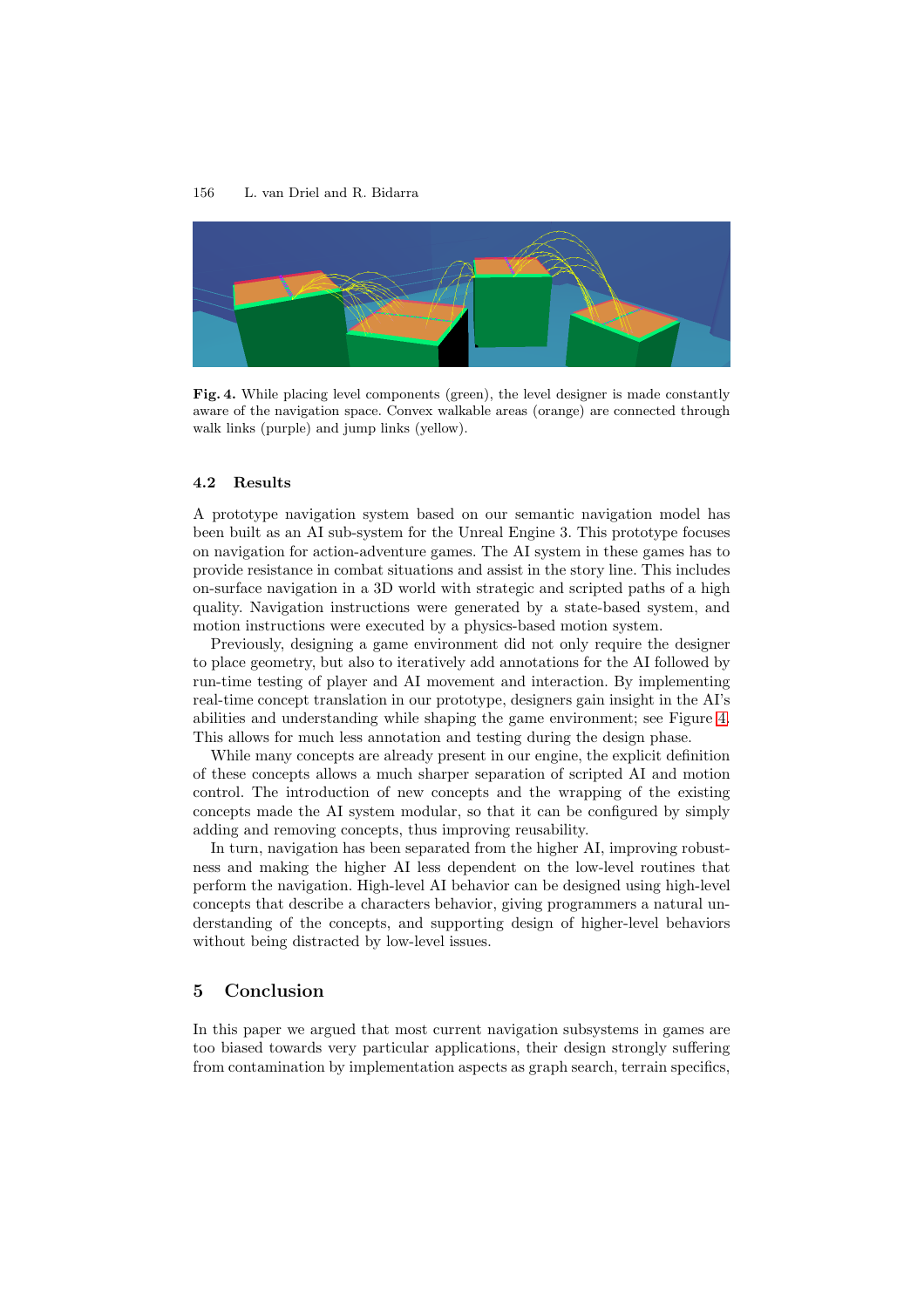**Fig. 4.** While placing level components (green), the level designer is made constantly aware of the navigation space. Convex walkable areas (orange) are connected through walk links (purple) and jump links (yellow).

### 4.2 Results

A prototype navigation system based on our semantic navigation model has been built as an AI sub-system for the Unreal Engine 3. This prototype focuses on navigation for action-adventure games. The AI system in these games has to provide resistance in combat situations and assist in the story line. This includes on-surface navigation in a 3D world with strategic and scripted paths of a high quality. Navigation instructions were generated by a state-based system, and motion instructions were executed by a physics-based motion system.

Previously, designing a game environment did not only require the designer to place geometry, but also to iteratively add annotations for the AI followed by run-time testing of player and AI movement and interaction. By implementing real-time concept translation in our prototype, designers gain insight in the AI's abilities and understanding while shaping the game environment; see Figure 4. This allows for much less annotation and testing during the design phase.

While many concepts are already present in our engine, the explicit definition of these concepts allows a much sharper separation of scripted AI and motion control. The introduction of new concepts and the wrapping of the existing concepts made the AI system modular, so that it can be configured by simply adding and removing concepts, thus improving reusability.

In turn, navigation has been separated from the higher AI, improving robustness and making the higher AI less dependent on the low-level routines that perform the navigation. High-level AI behavior can be designed using high-level concepts that describe a characters behavior, giving programmers a natural understanding of the concepts, and supporting design of higher-level behaviors without being distracted by low-level issues.

## 5 Conclusion

In this paper we argued that most current navigation subsystems in games are too biased towards very particular applications, their design strongly suffering from contamination by implementation aspects as graph search, terrain specifics,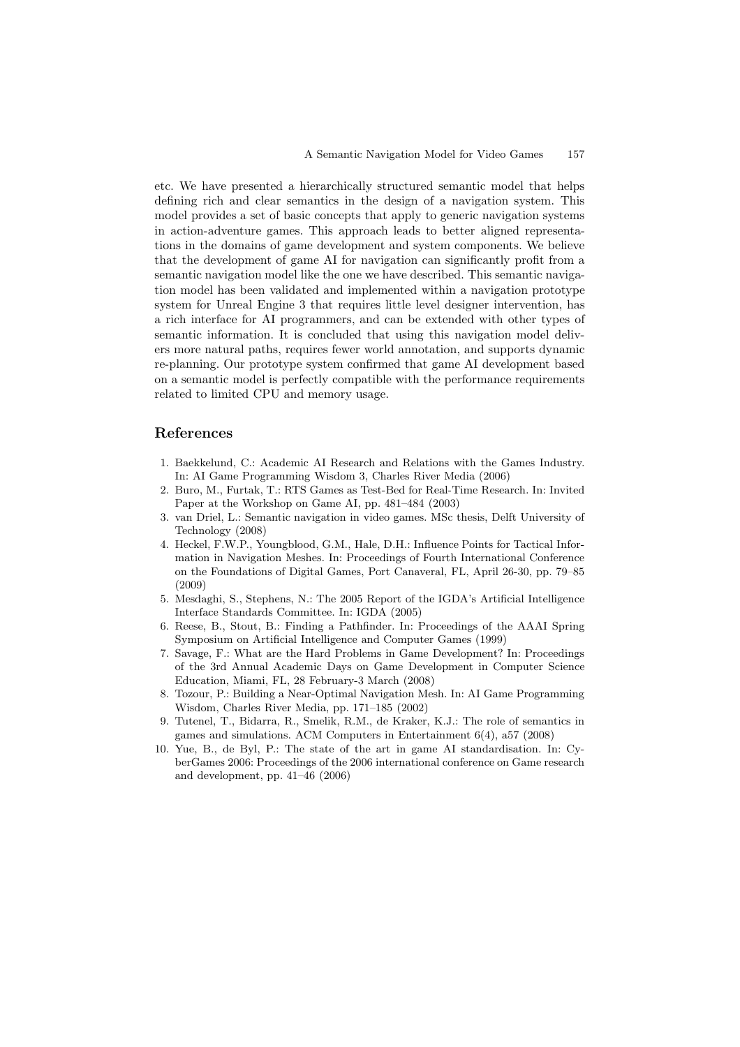etc. We have presented a hierarchically structured semantic model that helps defining rich and clear semantics in the design of a navigation system. This model provides a set of basic concepts that apply to generic navigation systems in action-adventure games. This approach leads to better aligned representations in the domains of game development and system components. We believe that the development of game AI for navigation can significantly profit from a semantic navigation model like the one we have described. This semantic navigation model has been validated and implemented within a navigation prototype system for Unreal Engine 3 that requires little level designer intervention, has a rich interface for AI programmers, and can be extended with other types of semantic information. It is concluded that using this navigation model delivers more natural paths, requires fewer world annotation, and supports dynamic re-planning. Our prototype system confirmed that game AI development based on a semantic model is perfectly compatible with the performance requirements related to limited CPU and memory usage.

## References

1. Baekkelund, C.: Academic AI Research and Relations with the Games Industry. In: AI Game Programming Wisdom 3, Charles River Media (2006)
2. Buro, M., Furtak, T.: RTS Games as Test-Bed for Real-Time Research. In: Invited Paper at the Workshop on Game AI, pp. 481–484 (2003)
3. van Driel, L.: Semantic navigation in video games. MSc thesis, Delft University of Technology (2008)
4. Heckel, F.W.P., Youngblood, G.M., Hale, D.H.: Influence Points for Tactical Information in Navigation Meshes. In: Proceedings of Fourth International Conference on the Foundations of Digital Games, Port Canaveral, FL, April 26-30, pp. 79–85 (2009)
5. Mesdaghi, S., Stephens, N.: The 2005 Report of the IGDA's Artificial Intelligence Interface Standards Committee. In: IGDA (2005)
6. Reese, B., Stout, B.: Finding a Pathfinder. In: Proceedings of the AAAI Spring Symposium on Artificial Intelligence and Computer Games (1999)
7. Savage, F.: What are the Hard Problems in Game Development? In: Proceedings of the 3rd Annual Academic Days on Game Development in Computer Science Education, Miami, FL, 28 February-3 March (2008)
8. Tozour, P.: Building a Near-Optimal Navigation Mesh. In: AI Game Programming Wisdom, Charles River Media, pp. 171–185 (2002)
9. Tutenel, T., Bidarra, R., Smelik, R.M., de Kraker, K.J.: The role of semantics in games and simulations. ACM Computers in Entertainment 6(4), a57 (2008)
10. Yue, B., de Byl, P.: The state of the art in game AI standardisation. In: CyberGames 2006: Proceedings of the 2006 international conference on Game research and development, pp. 41–46 (2006)